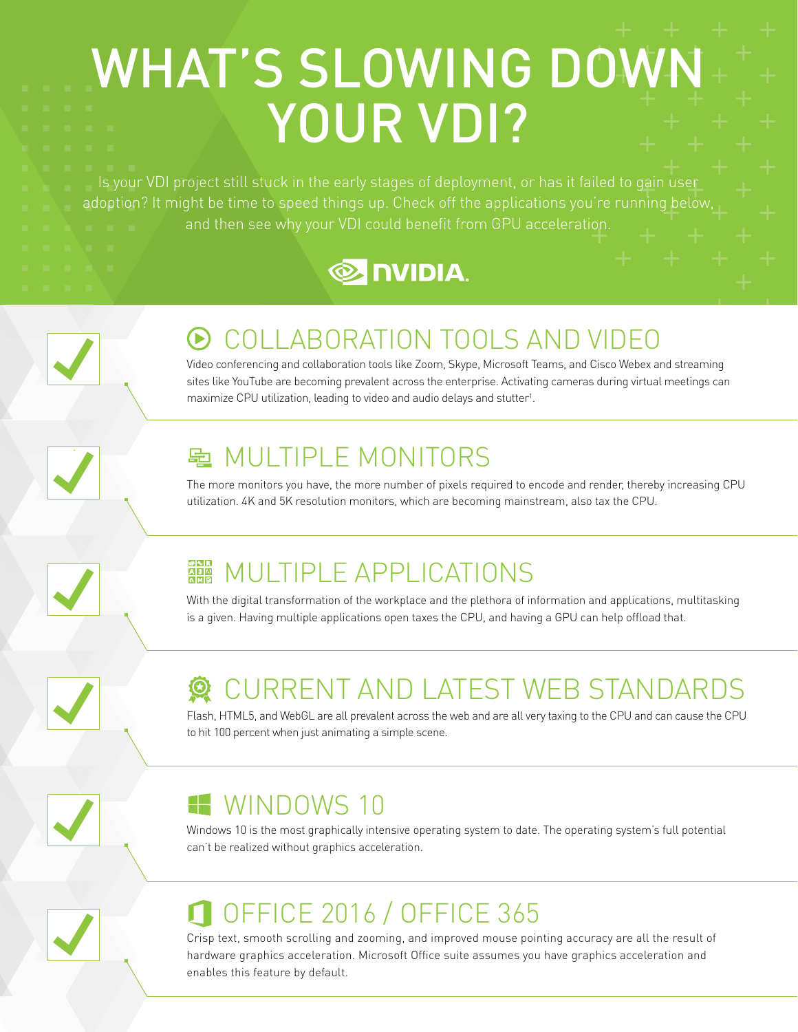# WHAT'S SLOWING DOWN YOUR VDI?

Is your VDI project still stuck in the early stages of deployment, or has it failed to gain user adoption? It might be time to speed things up. Check off the applications you're running below, and then see why your VDI could benefit from GPU acceleration.

NVIDIA.

## COLLABORATION TOOLS AND VIDEO

Video conferencing and collaboration tools like Zoom, Skype, Microsoft Teams, and Cisco Webex and streaming sites like YouTube are becoming prevalent across the enterprise. Activating cameras during virtual meetings can maximize CPU utilization, leading to video and audio delays and stutter[1].

## MULTIPLE MONITORS

The more monitors you have, the more number of pixels required to encode and render, thereby increasing CPU utilization. 4K and 5K resolution monitors, which are becoming mainstream, also tax the CPU.

## MULTIPLE APPLICATIONS

With the digital transformation of the workplace and the plethora of information and applications, multitasking is a given. Having multiple applications open taxes the CPU, and having a GPU can help offload that.

## CURRENT AND LATEST WEB STANDARDS

Flash, HTML5, and WebGL are all prevalent across the web and are all very taxing to the CPU and can cause the CPU to hit 100 percent when just animating a simple scene.

## WINDOWS 10

Windows 10 is the most graphically intensive operating system to date. The operating system's full potential can't be realized without graphics acceleration.

## OFFICE 2016 / OFFICE 365

Crisp text, smooth scrolling and zooming, and improved mouse pointing accuracy are all the result of hardware graphics acceleration. Microsoft Office suite assumes you have graphics acceleration and enables this feature by default.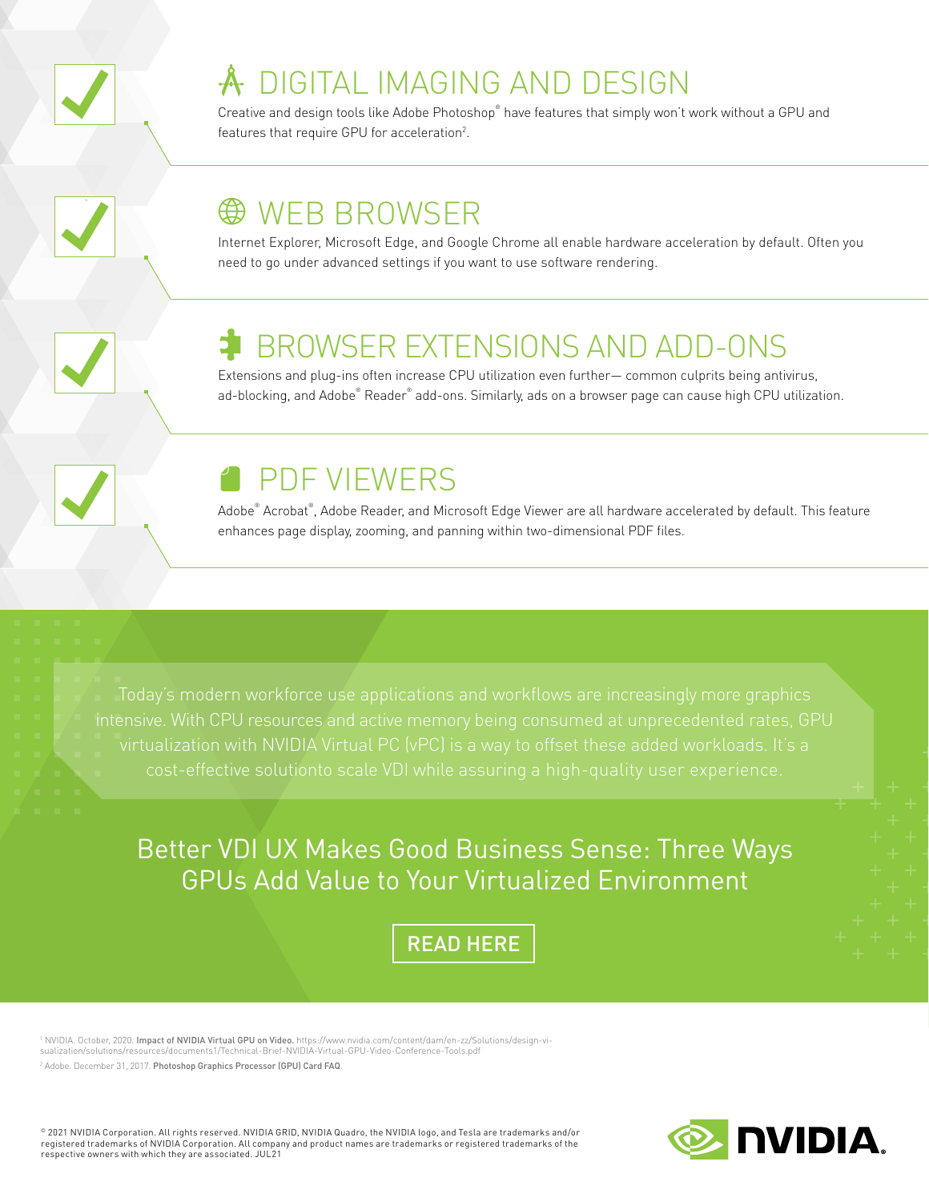## DIGITAL IMAGING AND DESIGN

Creative and design tools like Adobe Photoshop® have features that simply won't work without a GPU and features that require GPU for acceleration[2].

## WEB BROWSER

Internet Explorer, Microsoft Edge, and Google Chrome all enable hardware acceleration by default. Often you need to go under advanced settings if you want to use software rendering.

## BROWSER EXTENSIONS AND ADD-ONS

Extensions and plug-ins often increase CPU utilization even further— common culprits being antivirus, ad-blocking, and Adobe® Reader® add-ons. Similarly, ads on a browser page can cause high CPU utilization.

## PDF VIEWERS

Adobe® Acrobat®, Adobe Reader, and Microsoft Edge Viewer are all hardware accelerated by default. This feature enhances page display, zooming, and panning within two-dimensional PDF files.

Today's modern workforce use applications and workflows are increasingly more graphics intensive. With CPU resources and active memory being consumed at unprecedented rates, GPU virtualization with NVIDIA Virtual PC (vPC) is a way to offset these added workloads. It's a cost-effective solutionto scale VDI while assuring a high-quality user experience.

Better VDI UX Makes Good Business Sense: Three Ways GPUs Add Value to Your Virtualized Environment

READ HERE

[1] NVIDIA. October, 2020. **Impact of NVIDIA Virtual GPU on Video.** https://www.nvidia.com/content/dam/en-zz/Solutions/design-visualization/solutions/resources/documents1/Technical-Brief-NVIDIA-Virtual-GPU-Video-Conference-Tools.pdf

[2] Adobe. December 31, 2017. **Photoshop Graphics Processor (GPU) Card FAQ.**

© 2021 NVIDIA Corporation. All rights reserved. NVIDIA GRID, NVIDIA Quadro, the NVIDIA logo, and Tesla are trademarks and/or registered trademarks of NVIDIA Corporation. All company and product names are trademarks or registered trademarks of the respective owners with which they are associated. JUL21